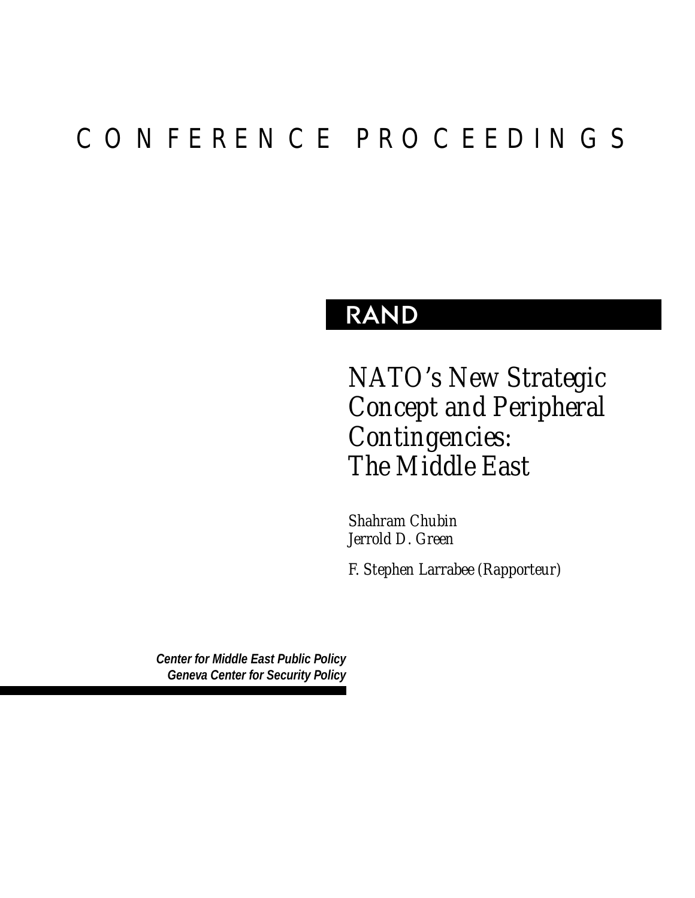CONFERENCE PROCEEDINGS

RAND

# *NATO's New Strategic Concept and Peripheral Contingencies: The Middle East*

*Shahram Chubin*
*Jerrold D. Green*

*F. Stephen Larrabee (Rapporteur)*

***Center for Middle East Public Policy***
***Geneva Center for Security Policy***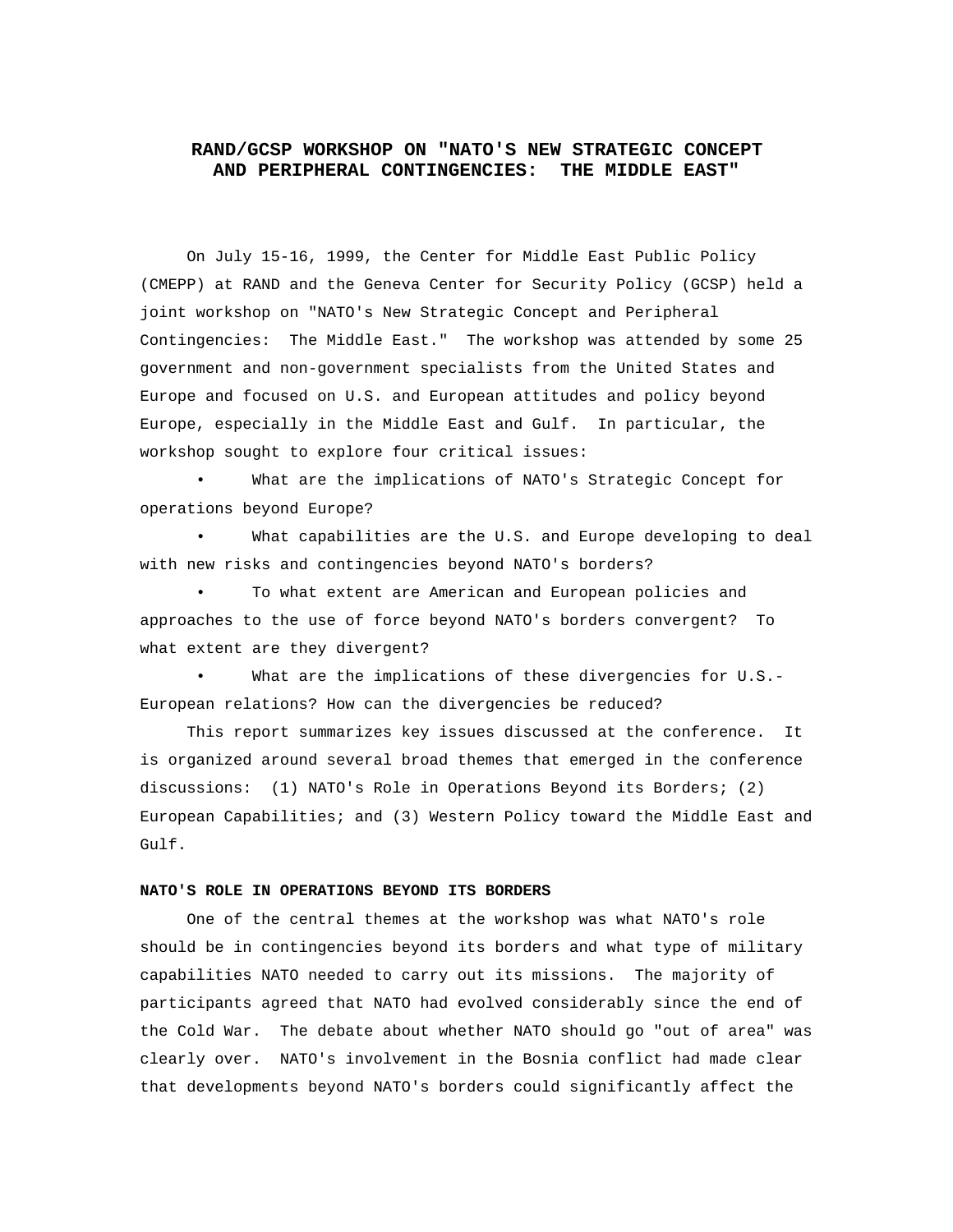# RAND/GCSP WORKSHOP ON "NATO'S NEW STRATEGIC CONCEPT AND PERIPHERAL CONTINGENCIES: THE MIDDLE EAST"

On July 15-16, 1999, the Center for Middle East Public Policy (CMEPP) at RAND and the Geneva Center for Security Policy (GCSP) held a joint workshop on "NATO's New Strategic Concept and Peripheral Contingencies: The Middle East." The workshop was attended by some 25 government and non-government specialists from the United States and Europe and focused on U.S. and European attitudes and policy beyond Europe, especially in the Middle East and Gulf. In particular, the workshop sought to explore four critical issues:

- What are the implications of NATO's Strategic Concept for operations beyond Europe?
- What capabilities are the U.S. and Europe developing to deal with new risks and contingencies beyond NATO's borders?
- To what extent are American and European policies and approaches to the use of force beyond NATO's borders convergent? To what extent are they divergent?
- What are the implications of these divergencies for U.S.-European relations? How can the divergencies be reduced?

This report summarizes key issues discussed at the conference. It is organized around several broad themes that emerged in the conference discussions: (1) NATO's Role in Operations Beyond its Borders; (2) European Capabilities; and (3) Western Policy toward the Middle East and Gulf.

## NATO'S ROLE IN OPERATIONS BEYOND ITS BORDERS

One of the central themes at the workshop was what NATO's role should be in contingencies beyond its borders and what type of military capabilities NATO needed to carry out its missions. The majority of participants agreed that NATO had evolved considerably since the end of the Cold War. The debate about whether NATO should go "out of area" was clearly over. NATO's involvement in the Bosnia conflict had made clear that developments beyond NATO's borders could significantly affect the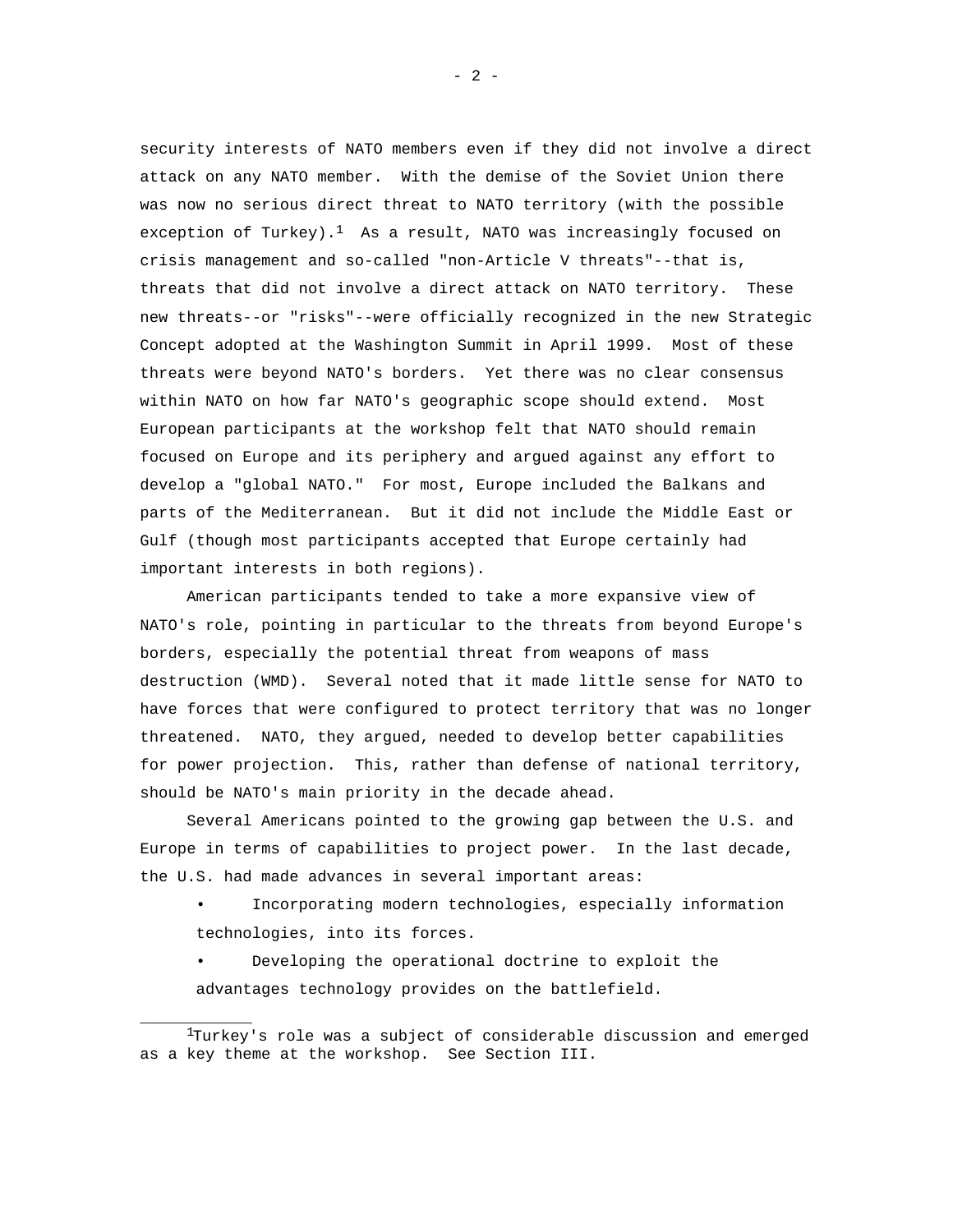security interests of NATO members even if they did not involve a direct attack on any NATO member. With the demise of the Soviet Union there was now no serious direct threat to NATO territory (with the possible exception of Turkey).[1] As a result, NATO was increasingly focused on crisis management and so-called "non-Article V threats"--that is, threats that did not involve a direct attack on NATO territory. These new threats--or "risks"--were officially recognized in the new Strategic Concept adopted at the Washington Summit in April 1999. Most of these threats were beyond NATO's borders. Yet there was no clear consensus within NATO on how far NATO's geographic scope should extend. Most European participants at the workshop felt that NATO should remain focused on Europe and its periphery and argued against any effort to develop a "global NATO." For most, Europe included the Balkans and parts of the Mediterranean. But it did not include the Middle East or Gulf (though most participants accepted that Europe certainly had important interests in both regions).

American participants tended to take a more expansive view of NATO's role, pointing in particular to the threats from beyond Europe's borders, especially the potential threat from weapons of mass destruction (WMD). Several noted that it made little sense for NATO to have forces that were configured to protect territory that was no longer threatened. NATO, they argued, needed to develop better capabilities for power projection. This, rather than defense of national territory, should be NATO's main priority in the decade ahead.

Several Americans pointed to the growing gap between the U.S. and Europe in terms of capabilities to project power. In the last decade, the U.S. had made advances in several important areas:

- Incorporating modern technologies, especially information technologies, into its forces.
- Developing the operational doctrine to exploit the advantages technology provides on the battlefield.

---

[1]Turkey's role was a subject of considerable discussion and emerged as a key theme at the workshop. See Section III.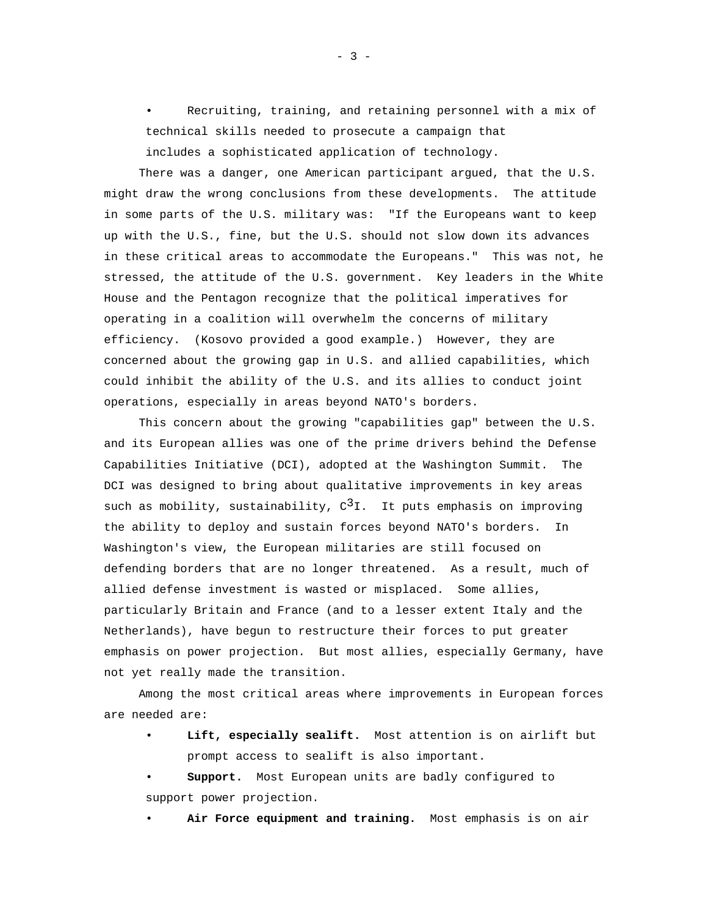- Recruiting, training, and retaining personnel with a mix of technical skills needed to prosecute a campaign that includes a sophisticated application of technology.

There was a danger, one American participant argued, that the U.S. might draw the wrong conclusions from these developments. The attitude in some parts of the U.S. military was: "If the Europeans want to keep up with the U.S., fine, but the U.S. should not slow down its advances in these critical areas to accommodate the Europeans." This was not, he stressed, the attitude of the U.S. government. Key leaders in the White House and the Pentagon recognize that the political imperatives for operating in a coalition will overwhelm the concerns of military efficiency. (Kosovo provided a good example.) However, they are concerned about the growing gap in U.S. and allied capabilities, which could inhibit the ability of the U.S. and its allies to conduct joint operations, especially in areas beyond NATO's borders.

This concern about the growing "capabilities gap" between the U.S. and its European allies was one of the prime drivers behind the Defense Capabilities Initiative (DCI), adopted at the Washington Summit. The DCI was designed to bring about qualitative improvements in key areas such as mobility, sustainability, $C^3I$. It puts emphasis on improving the ability to deploy and sustain forces beyond NATO's borders. In Washington's view, the European militaries are still focused on defending borders that are no longer threatened. As a result, much of allied defense investment is wasted or misplaced. Some allies, particularly Britain and France (and to a lesser extent Italy and the Netherlands), have begun to restructure their forces to put greater emphasis on power projection. But most allies, especially Germany, have not yet really made the transition.

Among the most critical areas where improvements in European forces are needed are:

- **Lift, especially sealift.** Most attention is on airlift but prompt access to sealift is also important.
- **Support.** Most European units are badly configured to support power projection.
- **Air Force equipment and training.** Most emphasis is on air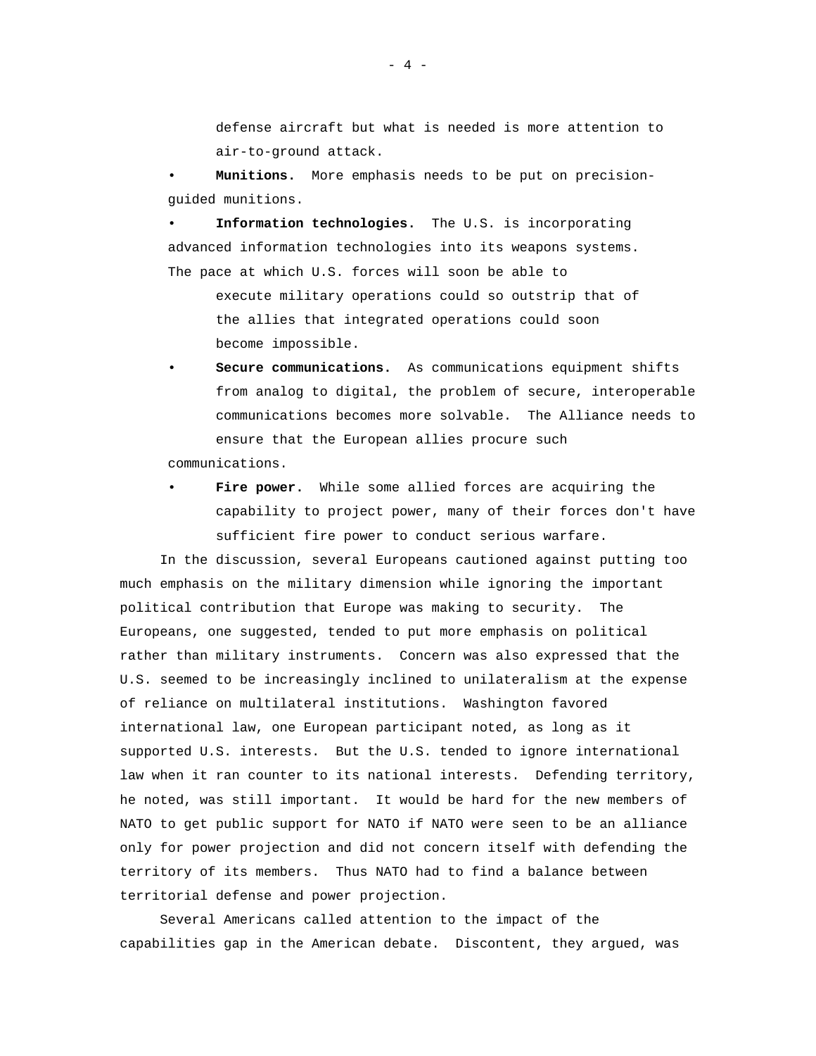defense aircraft but what is needed is more attention to air-to-ground attack.

- **Munitions.** More emphasis needs to be put on precision-guided munitions.
- **Information technologies.** The U.S. is incorporating advanced information technologies into its weapons systems. The pace at which U.S. forces will soon be able to execute military operations could so outstrip that of the allies that integrated operations could soon become impossible.
- **Secure communications.** As communications equipment shifts from analog to digital, the problem of secure, interoperable communications becomes more solvable. The Alliance needs to ensure that the European allies procure such communications.
- **Fire power.** While some allied forces are acquiring the capability to project power, many of their forces don't have sufficient fire power to conduct serious warfare.

In the discussion, several Europeans cautioned against putting too much emphasis on the military dimension while ignoring the important political contribution that Europe was making to security. The Europeans, one suggested, tended to put more emphasis on political rather than military instruments. Concern was also expressed that the U.S. seemed to be increasingly inclined to unilateralism at the expense of reliance on multilateral institutions. Washington favored international law, one European participant noted, as long as it supported U.S. interests. But the U.S. tended to ignore international law when it ran counter to its national interests. Defending territory, he noted, was still important. It would be hard for the new members of NATO to get public support for NATO if NATO were seen to be an alliance only for power projection and did not concern itself with defending the territory of its members. Thus NATO had to find a balance between territorial defense and power projection.

Several Americans called attention to the impact of the capabilities gap in the American debate. Discontent, they argued, was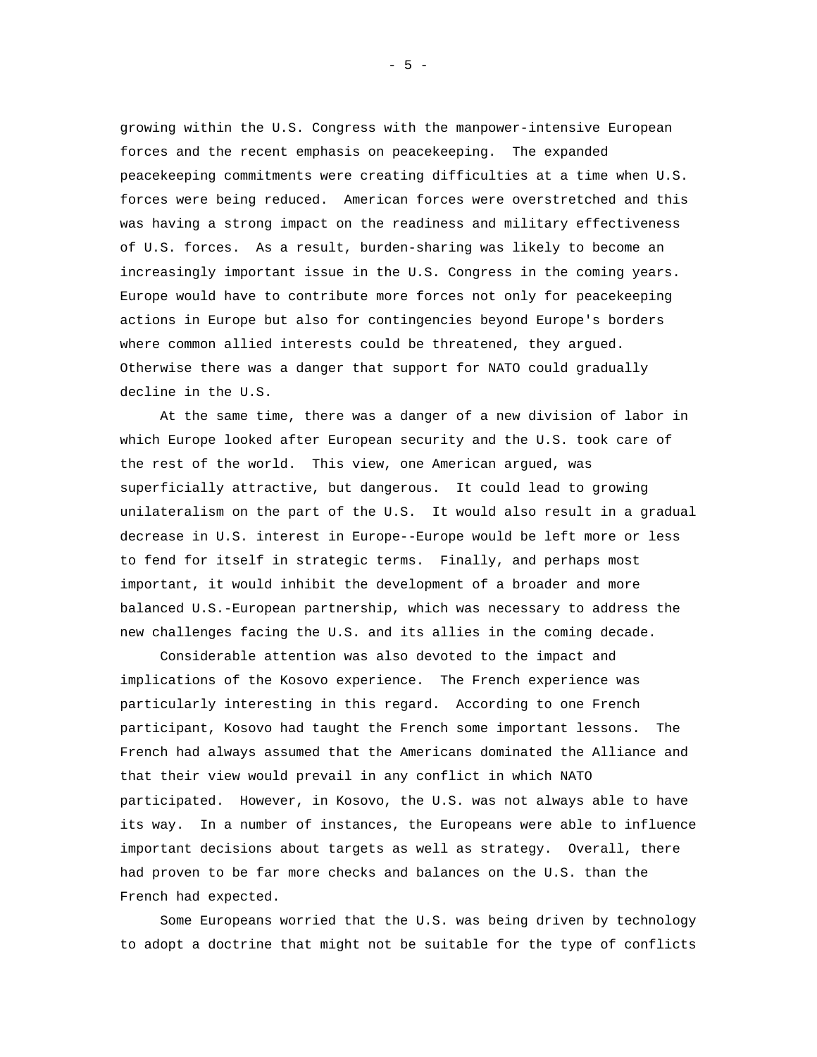growing within the U.S. Congress with the manpower-intensive European forces and the recent emphasis on peacekeeping. The expanded peacekeeping commitments were creating difficulties at a time when U.S. forces were being reduced. American forces were overstretched and this was having a strong impact on the readiness and military effectiveness of U.S. forces. As a result, burden-sharing was likely to become an increasingly important issue in the U.S. Congress in the coming years. Europe would have to contribute more forces not only for peacekeeping actions in Europe but also for contingencies beyond Europe's borders where common allied interests could be threatened, they argued. Otherwise there was a danger that support for NATO could gradually decline in the U.S.

At the same time, there was a danger of a new division of labor in which Europe looked after European security and the U.S. took care of the rest of the world. This view, one American argued, was superficially attractive, but dangerous. It could lead to growing unilateralism on the part of the U.S. It would also result in a gradual decrease in U.S. interest in Europe--Europe would be left more or less to fend for itself in strategic terms. Finally, and perhaps most important, it would inhibit the development of a broader and more balanced U.S.-European partnership, which was necessary to address the new challenges facing the U.S. and its allies in the coming decade.

Considerable attention was also devoted to the impact and implications of the Kosovo experience. The French experience was particularly interesting in this regard. According to one French participant, Kosovo had taught the French some important lessons. The French had always assumed that the Americans dominated the Alliance and that their view would prevail in any conflict in which NATO participated. However, in Kosovo, the U.S. was not always able to have its way. In a number of instances, the Europeans were able to influence important decisions about targets as well as strategy. Overall, there had proven to be far more checks and balances on the U.S. than the French had expected.

Some Europeans worried that the U.S. was being driven by technology to adopt a doctrine that might not be suitable for the type of conflicts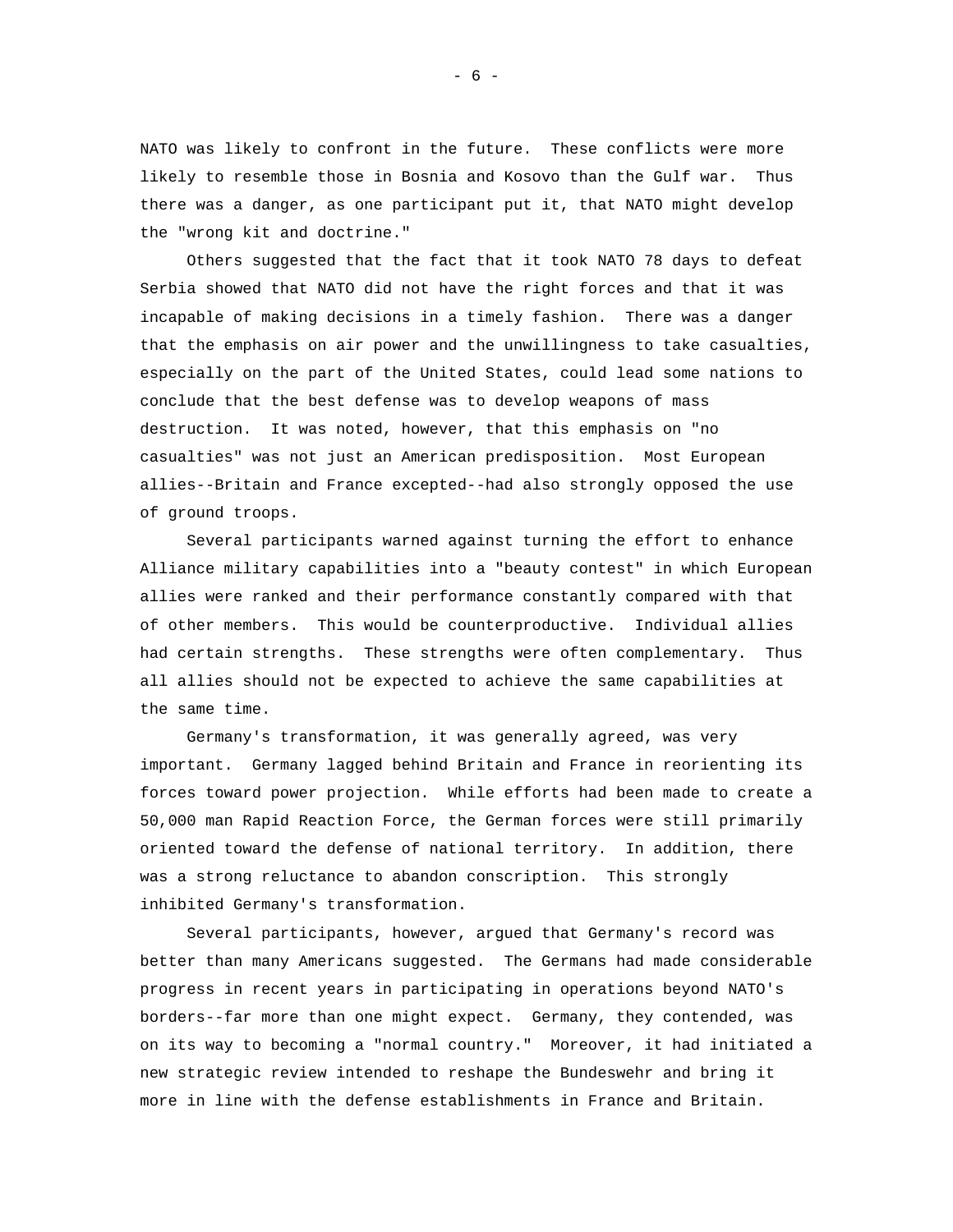NATO was likely to confront in the future. These conflicts were more likely to resemble those in Bosnia and Kosovo than the Gulf war. Thus there was a danger, as one participant put it, that NATO might develop the "wrong kit and doctrine."

Others suggested that the fact that it took NATO 78 days to defeat Serbia showed that NATO did not have the right forces and that it was incapable of making decisions in a timely fashion. There was a danger that the emphasis on air power and the unwillingness to take casualties, especially on the part of the United States, could lead some nations to conclude that the best defense was to develop weapons of mass destruction. It was noted, however, that this emphasis on "no casualties" was not just an American predisposition. Most European allies--Britain and France excepted--had also strongly opposed the use of ground troops.

Several participants warned against turning the effort to enhance Alliance military capabilities into a "beauty contest" in which European allies were ranked and their performance constantly compared with that of other members. This would be counterproductive. Individual allies had certain strengths. These strengths were often complementary. Thus all allies should not be expected to achieve the same capabilities at the same time.

Germany's transformation, it was generally agreed, was very important. Germany lagged behind Britain and France in reorienting its forces toward power projection. While efforts had been made to create a 50,000 man Rapid Reaction Force, the German forces were still primarily oriented toward the defense of national territory. In addition, there was a strong reluctance to abandon conscription. This strongly inhibited Germany's transformation.

Several participants, however, argued that Germany's record was better than many Americans suggested. The Germans had made considerable progress in recent years in participating in operations beyond NATO's borders--far more than one might expect. Germany, they contended, was on its way to becoming a "normal country." Moreover, it had initiated a new strategic review intended to reshape the Bundeswehr and bring it more in line with the defense establishments in France and Britain.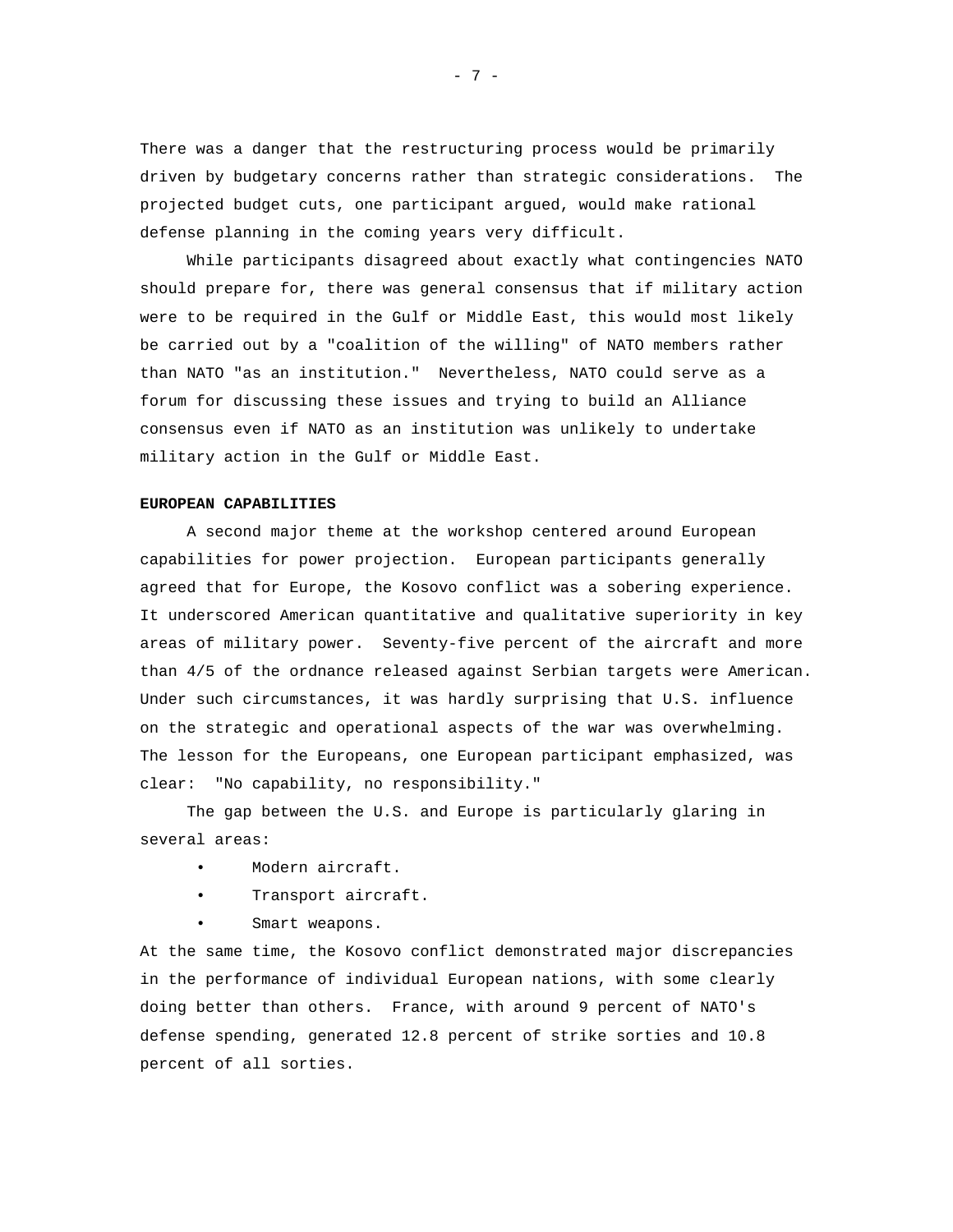There was a danger that the restructuring process would be primarily driven by budgetary concerns rather than strategic considerations. The projected budget cuts, one participant argued, would make rational defense planning in the coming years very difficult.

While participants disagreed about exactly what contingencies NATO should prepare for, there was general consensus that if military action were to be required in the Gulf or Middle East, this would most likely be carried out by a "coalition of the willing" of NATO members rather than NATO "as an institution." Nevertheless, NATO could serve as a forum for discussing these issues and trying to build an Alliance consensus even if NATO as an institution was unlikely to undertake military action in the Gulf or Middle East.

**EUROPEAN CAPABILITIES**

A second major theme at the workshop centered around European capabilities for power projection. European participants generally agreed that for Europe, the Kosovo conflict was a sobering experience. It underscored American quantitative and qualitative superiority in key areas of military power. Seventy-five percent of the aircraft and more than 4/5 of the ordnance released against Serbian targets were American. Under such circumstances, it was hardly surprising that U.S. influence on the strategic and operational aspects of the war was overwhelming. The lesson for the Europeans, one European participant emphasized, was clear: "No capability, no responsibility."

The gap between the U.S. and Europe is particularly glaring in several areas:

- Modern aircraft.
- Transport aircraft.
- Smart weapons.

At the same time, the Kosovo conflict demonstrated major discrepancies in the performance of individual European nations, with some clearly doing better than others. France, with around 9 percent of NATO's defense spending, generated 12.8 percent of strike sorties and 10.8 percent of all sorties.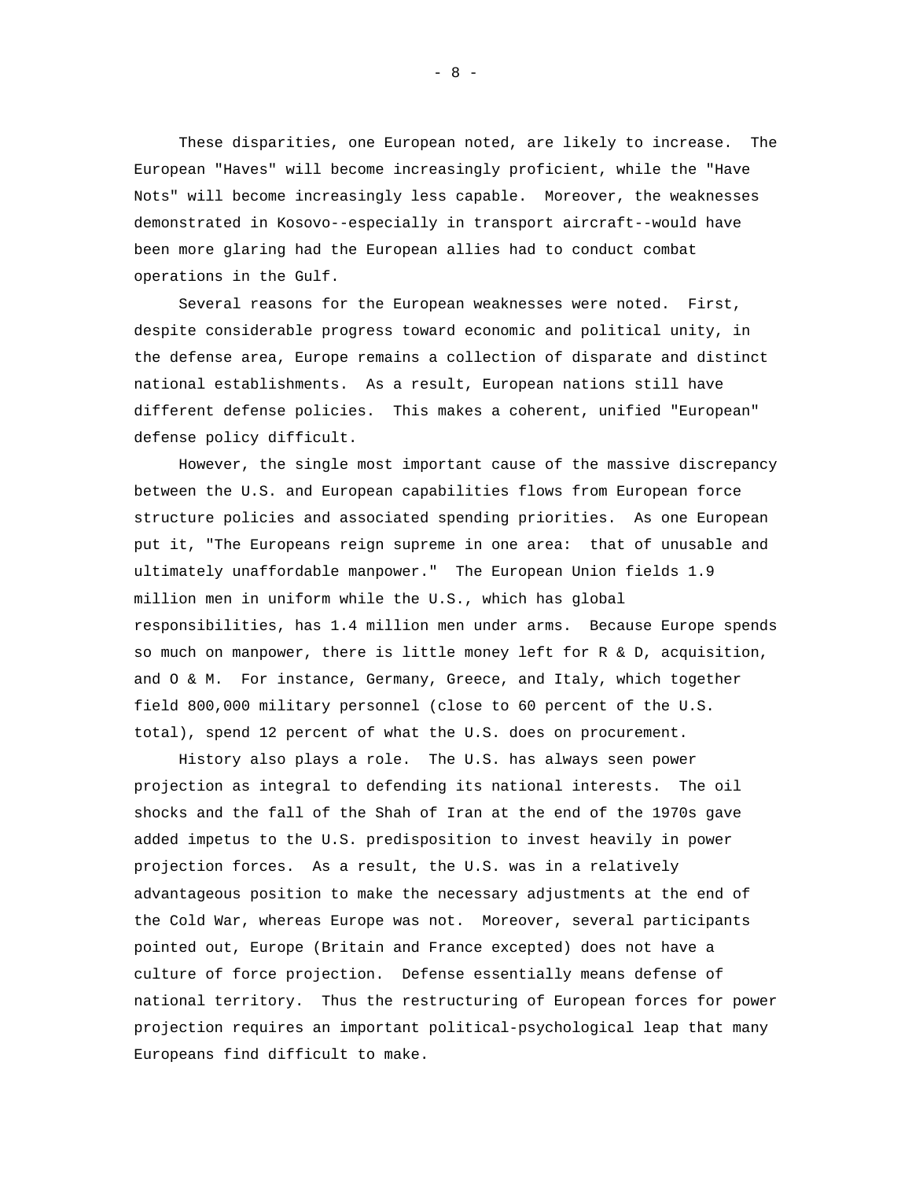These disparities, one European noted, are likely to increase. The European "Haves" will become increasingly proficient, while the "Have Nots" will become increasingly less capable. Moreover, the weaknesses demonstrated in Kosovo--especially in transport aircraft--would have been more glaring had the European allies had to conduct combat operations in the Gulf.

Several reasons for the European weaknesses were noted. First, despite considerable progress toward economic and political unity, in the defense area, Europe remains a collection of disparate and distinct national establishments. As a result, European nations still have different defense policies. This makes a coherent, unified "European" defense policy difficult.

However, the single most important cause of the massive discrepancy between the U.S. and European capabilities flows from European force structure policies and associated spending priorities. As one European put it, "The Europeans reign supreme in one area: that of unusable and ultimately unaffordable manpower." The European Union fields 1.9 million men in uniform while the U.S., which has global responsibilities, has 1.4 million men under arms. Because Europe spends so much on manpower, there is little money left for R & D, acquisition, and O & M. For instance, Germany, Greece, and Italy, which together field 800,000 military personnel (close to 60 percent of the U.S. total), spend 12 percent of what the U.S. does on procurement.

History also plays a role. The U.S. has always seen power projection as integral to defending its national interests. The oil shocks and the fall of the Shah of Iran at the end of the 1970s gave added impetus to the U.S. predisposition to invest heavily in power projection forces. As a result, the U.S. was in a relatively advantageous position to make the necessary adjustments at the end of the Cold War, whereas Europe was not. Moreover, several participants pointed out, Europe (Britain and France excepted) does not have a culture of force projection. Defense essentially means defense of national territory. Thus the restructuring of European forces for power projection requires an important political-psychological leap that many Europeans find difficult to make.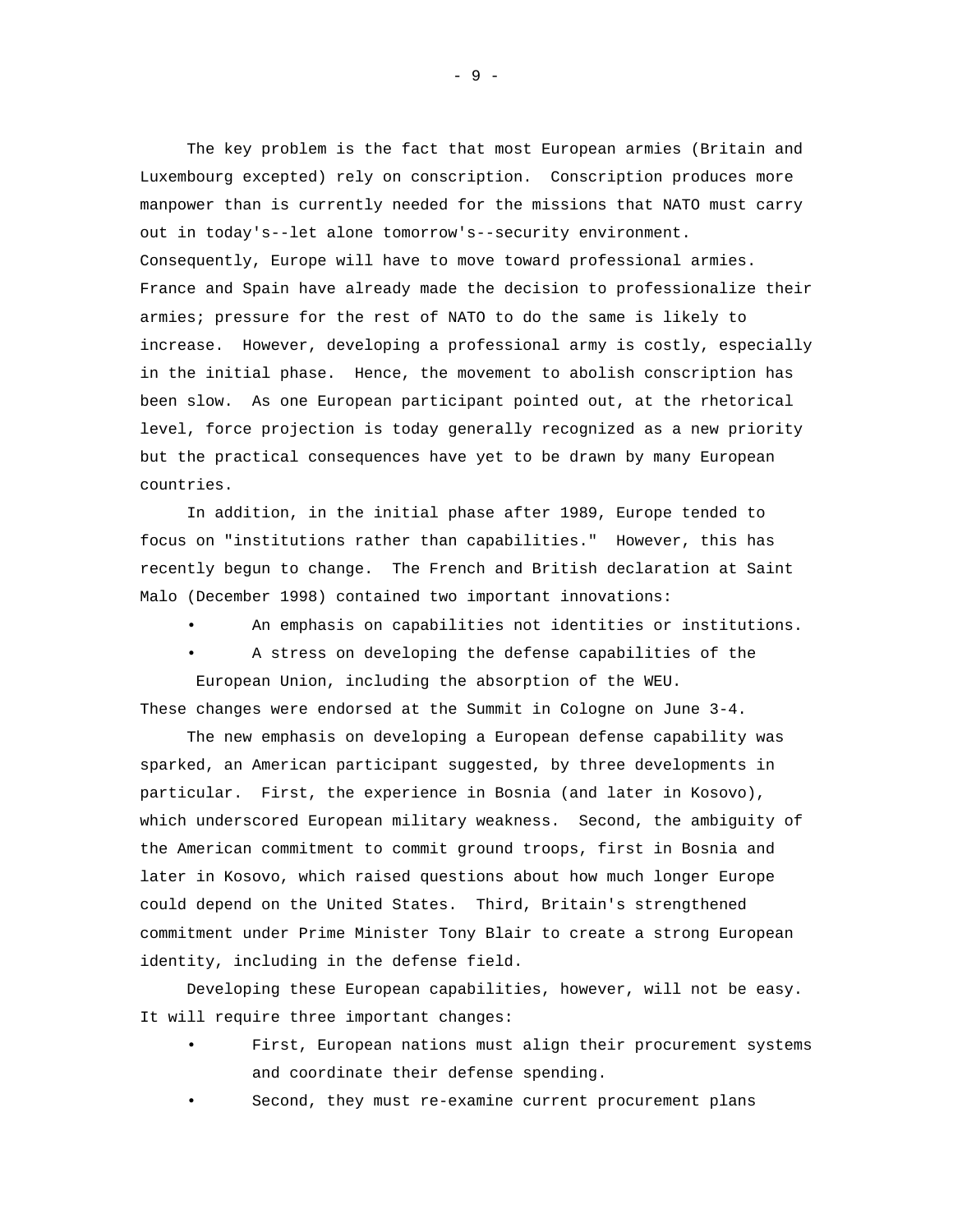The key problem is the fact that most European armies (Britain and Luxembourg excepted) rely on conscription. Conscription produces more manpower than is currently needed for the missions that NATO must carry out in today's--let alone tomorrow's--security environment. Consequently, Europe will have to move toward professional armies. France and Spain have already made the decision to professionalize their armies; pressure for the rest of NATO to do the same is likely to increase. However, developing a professional army is costly, especially in the initial phase. Hence, the movement to abolish conscription has been slow. As one European participant pointed out, at the rhetorical level, force projection is today generally recognized as a new priority but the practical consequences have yet to be drawn by many European countries.

In addition, in the initial phase after 1989, Europe tended to focus on "institutions rather than capabilities." However, this has recently begun to change. The French and British declaration at Saint Malo (December 1998) contained two important innovations:

- An emphasis on capabilities not identities or institutions.
- A stress on developing the defense capabilities of the European Union, including the absorption of the WEU.

These changes were endorsed at the Summit in Cologne on June 3-4.

The new emphasis on developing a European defense capability was sparked, an American participant suggested, by three developments in particular. First, the experience in Bosnia (and later in Kosovo), which underscored European military weakness. Second, the ambiguity of the American commitment to commit ground troops, first in Bosnia and later in Kosovo, which raised questions about how much longer Europe could depend on the United States. Third, Britain's strengthened commitment under Prime Minister Tony Blair to create a strong European identity, including in the defense field.

Developing these European capabilities, however, will not be easy. It will require three important changes:

- First, European nations must align their procurement systems and coordinate their defense spending.
- Second, they must re-examine current procurement plans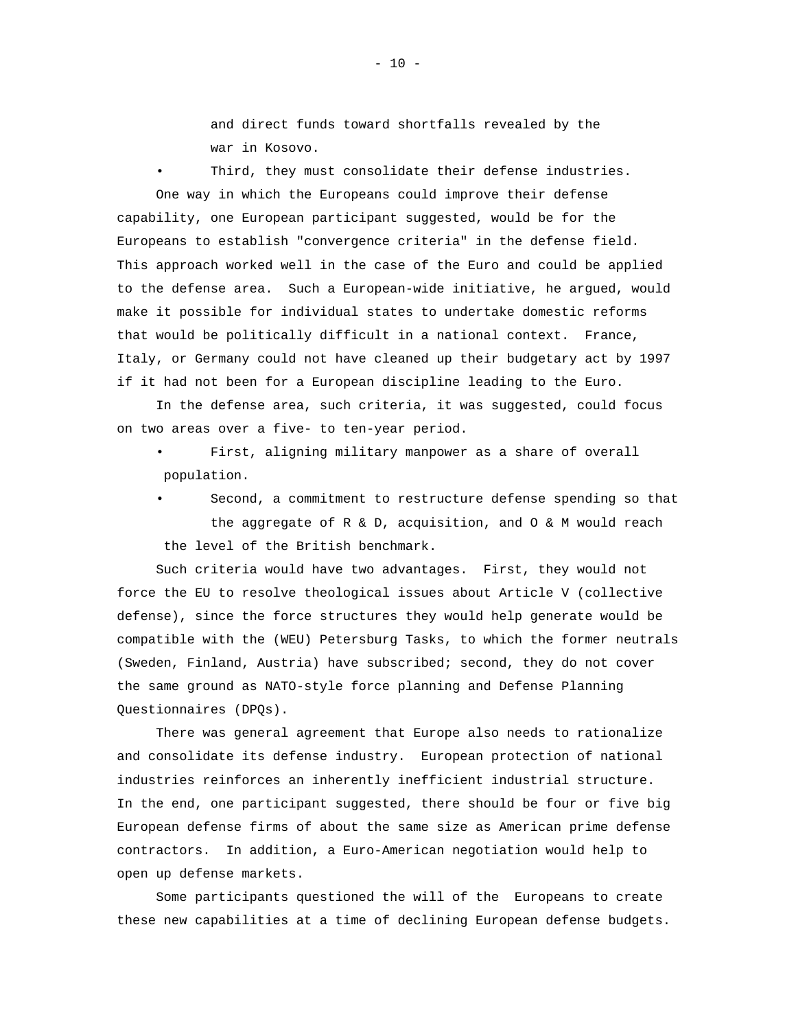and direct funds toward shortfalls revealed by the war in Kosovo.

- Third, they must consolidate their defense industries.

One way in which the Europeans could improve their defense capability, one European participant suggested, would be for the Europeans to establish "convergence criteria" in the defense field. This approach worked well in the case of the Euro and could be applied to the defense area. Such a European-wide initiative, he argued, would make it possible for individual states to undertake domestic reforms that would be politically difficult in a national context. France, Italy, or Germany could not have cleaned up their budgetary act by 1997 if it had not been for a European discipline leading to the Euro.

In the defense area, such criteria, it was suggested, could focus on two areas over a five- to ten-year period.

- First, aligning military manpower as a share of overall population.
- Second, a commitment to restructure defense spending so that the aggregate of R & D, acquisition, and O & M would reach the level of the British benchmark.

Such criteria would have two advantages. First, they would not force the EU to resolve theological issues about Article V (collective defense), since the force structures they would help generate would be compatible with the (WEU) Petersburg Tasks, to which the former neutrals (Sweden, Finland, Austria) have subscribed; second, they do not cover the same ground as NATO-style force planning and Defense Planning Questionnaires (DPQs).

There was general agreement that Europe also needs to rationalize and consolidate its defense industry. European protection of national industries reinforces an inherently inefficient industrial structure. In the end, one participant suggested, there should be four or five big European defense firms of about the same size as American prime defense contractors. In addition, a Euro-American negotiation would help to open up defense markets.

Some participants questioned the will of the Europeans to create these new capabilities at a time of declining European defense budgets.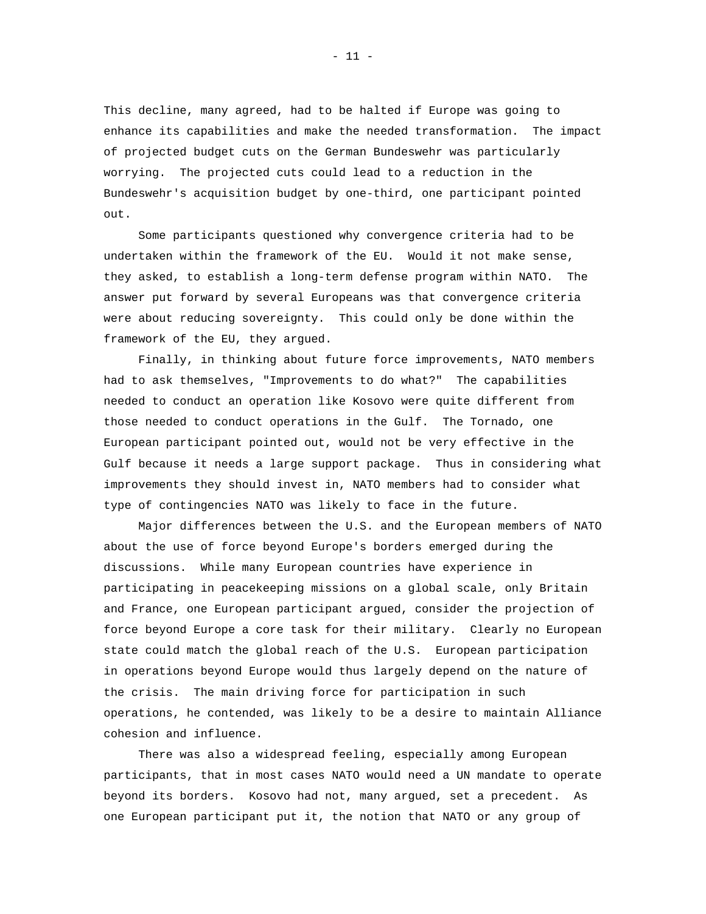This decline, many agreed, had to be halted if Europe was going to enhance its capabilities and make the needed transformation. The impact of projected budget cuts on the German Bundeswehr was particularly worrying. The projected cuts could lead to a reduction in the Bundeswehr's acquisition budget by one-third, one participant pointed out.

Some participants questioned why convergence criteria had to be undertaken within the framework of the EU. Would it not make sense, they asked, to establish a long-term defense program within NATO. The answer put forward by several Europeans was that convergence criteria were about reducing sovereignty. This could only be done within the framework of the EU, they argued.

Finally, in thinking about future force improvements, NATO members had to ask themselves, "Improvements to do what?" The capabilities needed to conduct an operation like Kosovo were quite different from those needed to conduct operations in the Gulf. The Tornado, one European participant pointed out, would not be very effective in the Gulf because it needs a large support package. Thus in considering what improvements they should invest in, NATO members had to consider what type of contingencies NATO was likely to face in the future.

Major differences between the U.S. and the European members of NATO about the use of force beyond Europe's borders emerged during the discussions. While many European countries have experience in participating in peacekeeping missions on a global scale, only Britain and France, one European participant argued, consider the projection of force beyond Europe a core task for their military. Clearly no European state could match the global reach of the U.S. European participation in operations beyond Europe would thus largely depend on the nature of the crisis. The main driving force for participation in such operations, he contended, was likely to be a desire to maintain Alliance cohesion and influence.

There was also a widespread feeling, especially among European participants, that in most cases NATO would need a UN mandate to operate beyond its borders. Kosovo had not, many argued, set a precedent. As one European participant put it, the notion that NATO or any group of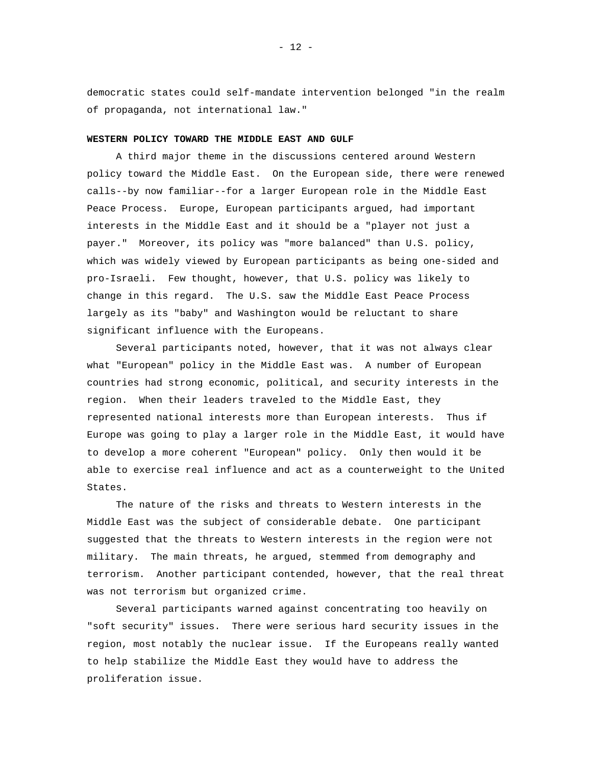democratic states could self-mandate intervention belonged "in the realm of propaganda, not international law."

**WESTERN POLICY TOWARD THE MIDDLE EAST AND GULF**

A third major theme in the discussions centered around Western policy toward the Middle East. On the European side, there were renewed calls--by now familiar--for a larger European role in the Middle East Peace Process. Europe, European participants argued, had important interests in the Middle East and it should be a "player not just a payer." Moreover, its policy was "more balanced" than U.S. policy, which was widely viewed by European participants as being one-sided and pro-Israeli. Few thought, however, that U.S. policy was likely to change in this regard. The U.S. saw the Middle East Peace Process largely as its "baby" and Washington would be reluctant to share significant influence with the Europeans.

Several participants noted, however, that it was not always clear what "European" policy in the Middle East was. A number of European countries had strong economic, political, and security interests in the region. When their leaders traveled to the Middle East, they represented national interests more than European interests. Thus if Europe was going to play a larger role in the Middle East, it would have to develop a more coherent "European" policy. Only then would it be able to exercise real influence and act as a counterweight to the United States.

The nature of the risks and threats to Western interests in the Middle East was the subject of considerable debate. One participant suggested that the threats to Western interests in the region were not military. The main threats, he argued, stemmed from demography and terrorism. Another participant contended, however, that the real threat was not terrorism but organized crime.

Several participants warned against concentrating too heavily on "soft security" issues. There were serious hard security issues in the region, most notably the nuclear issue. If the Europeans really wanted to help stabilize the Middle East they would have to address the proliferation issue.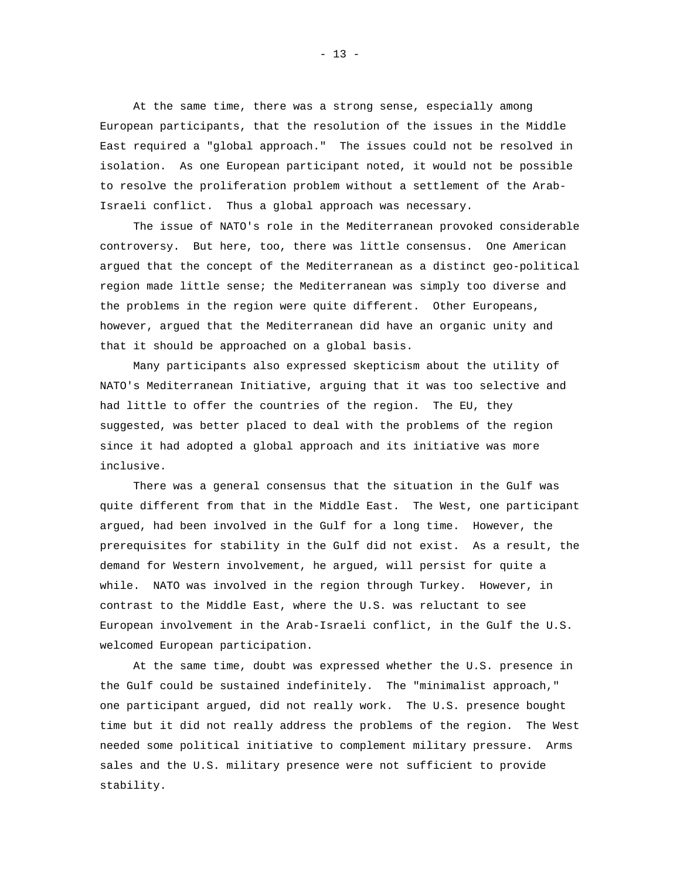At the same time, there was a strong sense, especially among European participants, that the resolution of the issues in the Middle East required a "global approach." The issues could not be resolved in isolation. As one European participant noted, it would not be possible to resolve the proliferation problem without a settlement of the Arab-Israeli conflict. Thus a global approach was necessary.

The issue of NATO's role in the Mediterranean provoked considerable controversy. But here, too, there was little consensus. One American argued that the concept of the Mediterranean as a distinct geo-political region made little sense; the Mediterranean was simply too diverse and the problems in the region were quite different. Other Europeans, however, argued that the Mediterranean did have an organic unity and that it should be approached on a global basis.

Many participants also expressed skepticism about the utility of NATO's Mediterranean Initiative, arguing that it was too selective and had little to offer the countries of the region. The EU, they suggested, was better placed to deal with the problems of the region since it had adopted a global approach and its initiative was more inclusive.

There was a general consensus that the situation in the Gulf was quite different from that in the Middle East. The West, one participant argued, had been involved in the Gulf for a long time. However, the prerequisites for stability in the Gulf did not exist. As a result, the demand for Western involvement, he argued, will persist for quite a while. NATO was involved in the region through Turkey. However, in contrast to the Middle East, where the U.S. was reluctant to see European involvement in the Arab-Israeli conflict, in the Gulf the U.S. welcomed European participation.

At the same time, doubt was expressed whether the U.S. presence in the Gulf could be sustained indefinitely. The "minimalist approach," one participant argued, did not really work. The U.S. presence bought time but it did not really address the problems of the region. The West needed some political initiative to complement military pressure. Arms sales and the U.S. military presence were not sufficient to provide stability.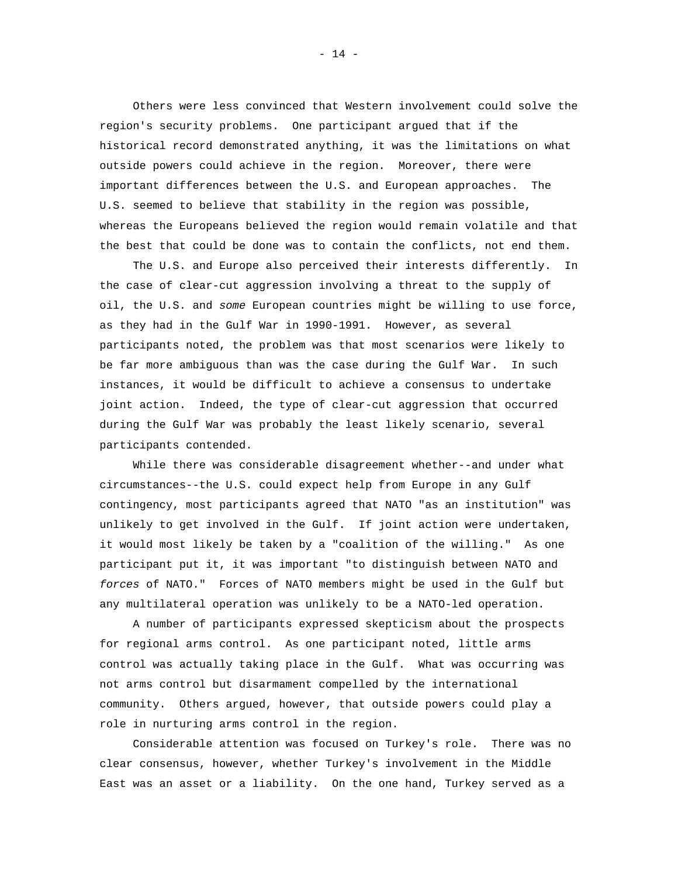Others were less convinced that Western involvement could solve the region's security problems. One participant argued that if the historical record demonstrated anything, it was the limitations on what outside powers could achieve in the region. Moreover, there were important differences between the U.S. and European approaches. The U.S. seemed to believe that stability in the region was possible, whereas the Europeans believed the region would remain volatile and that the best that could be done was to contain the conflicts, not end them.

The U.S. and Europe also perceived their interests differently. In the case of clear-cut aggression involving a threat to the supply of oil, the U.S. and *some* European countries might be willing to use force, as they had in the Gulf War in 1990-1991. However, as several participants noted, the problem was that most scenarios were likely to be far more ambiguous than was the case during the Gulf War. In such instances, it would be difficult to achieve a consensus to undertake joint action. Indeed, the type of clear-cut aggression that occurred during the Gulf War was probably the least likely scenario, several participants contended.

While there was considerable disagreement whether--and under what circumstances--the U.S. could expect help from Europe in any Gulf contingency, most participants agreed that NATO "as an institution" was unlikely to get involved in the Gulf. If joint action were undertaken, it would most likely be taken by a "coalition of the willing." As one participant put it, it was important "to distinguish between NATO and *forces* of NATO." Forces of NATO members might be used in the Gulf but any multilateral operation was unlikely to be a NATO-led operation.

A number of participants expressed skepticism about the prospects for regional arms control. As one participant noted, little arms control was actually taking place in the Gulf. What was occurring was not arms control but disarmament compelled by the international community. Others argued, however, that outside powers could play a role in nurturing arms control in the region.

Considerable attention was focused on Turkey's role. There was no clear consensus, however, whether Turkey's involvement in the Middle East was an asset or a liability. On the one hand, Turkey served as a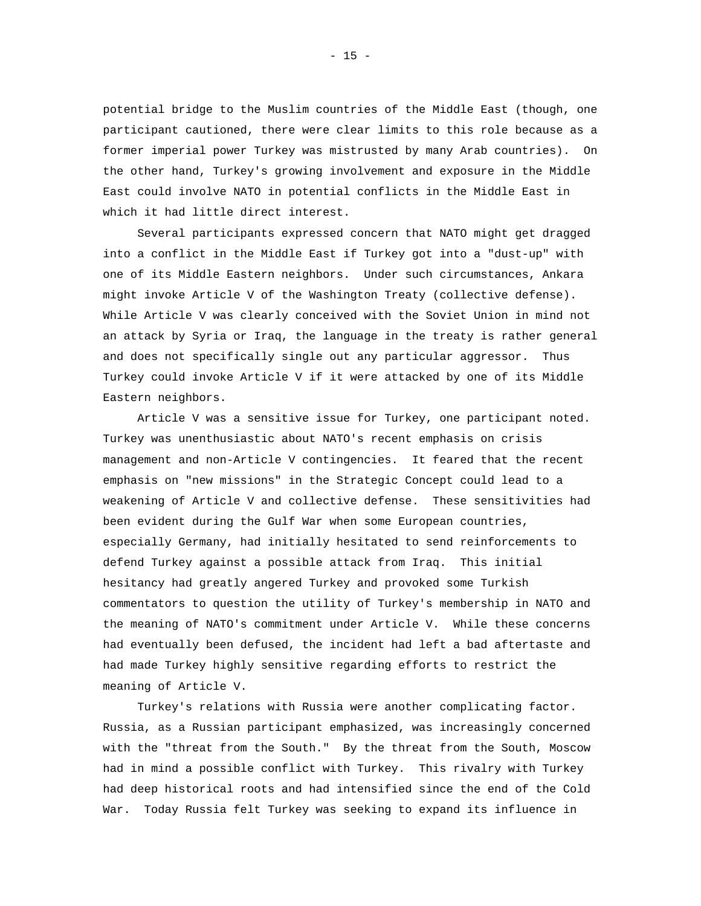potential bridge to the Muslim countries of the Middle East (though, one participant cautioned, there were clear limits to this role because as a former imperial power Turkey was mistrusted by many Arab countries). On the other hand, Turkey's growing involvement and exposure in the Middle East could involve NATO in potential conflicts in the Middle East in which it had little direct interest.

Several participants expressed concern that NATO might get dragged into a conflict in the Middle East if Turkey got into a "dust-up" with one of its Middle Eastern neighbors. Under such circumstances, Ankara might invoke Article V of the Washington Treaty (collective defense). While Article V was clearly conceived with the Soviet Union in mind not an attack by Syria or Iraq, the language in the treaty is rather general and does not specifically single out any particular aggressor. Thus Turkey could invoke Article V if it were attacked by one of its Middle Eastern neighbors.

Article V was a sensitive issue for Turkey, one participant noted. Turkey was unenthusiastic about NATO's recent emphasis on crisis management and non-Article V contingencies. It feared that the recent emphasis on "new missions" in the Strategic Concept could lead to a weakening of Article V and collective defense. These sensitivities had been evident during the Gulf War when some European countries, especially Germany, had initially hesitated to send reinforcements to defend Turkey against a possible attack from Iraq. This initial hesitancy had greatly angered Turkey and provoked some Turkish commentators to question the utility of Turkey's membership in NATO and the meaning of NATO's commitment under Article V. While these concerns had eventually been defused, the incident had left a bad aftertaste and had made Turkey highly sensitive regarding efforts to restrict the meaning of Article V.

Turkey's relations with Russia were another complicating factor. Russia, as a Russian participant emphasized, was increasingly concerned with the "threat from the South." By the threat from the South, Moscow had in mind a possible conflict with Turkey. This rivalry with Turkey had deep historical roots and had intensified since the end of the Cold War. Today Russia felt Turkey was seeking to expand its influence in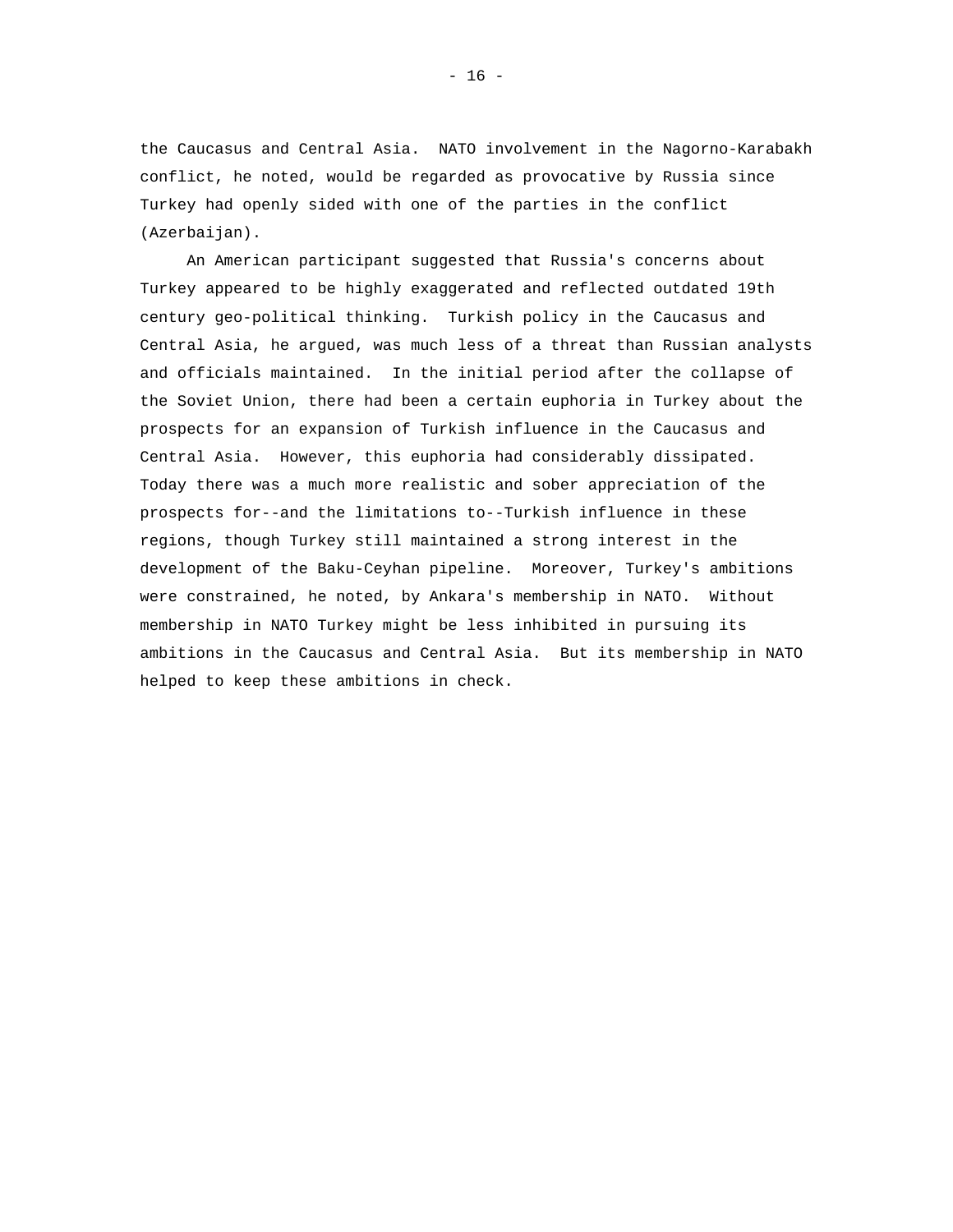the Caucasus and Central Asia. NATO involvement in the Nagorno-Karabakh conflict, he noted, would be regarded as provocative by Russia since Turkey had openly sided with one of the parties in the conflict (Azerbaijan).

An American participant suggested that Russia's concerns about Turkey appeared to be highly exaggerated and reflected outdated 19th century geo-political thinking. Turkish policy in the Caucasus and Central Asia, he argued, was much less of a threat than Russian analysts and officials maintained. In the initial period after the collapse of the Soviet Union, there had been a certain euphoria in Turkey about the prospects for an expansion of Turkish influence in the Caucasus and Central Asia. However, this euphoria had considerably dissipated. Today there was a much more realistic and sober appreciation of the prospects for--and the limitations to--Turkish influence in these regions, though Turkey still maintained a strong interest in the development of the Baku-Ceyhan pipeline. Moreover, Turkey's ambitions were constrained, he noted, by Ankara's membership in NATO. Without membership in NATO Turkey might be less inhibited in pursuing its ambitions in the Caucasus and Central Asia. But its membership in NATO helped to keep these ambitions in check.